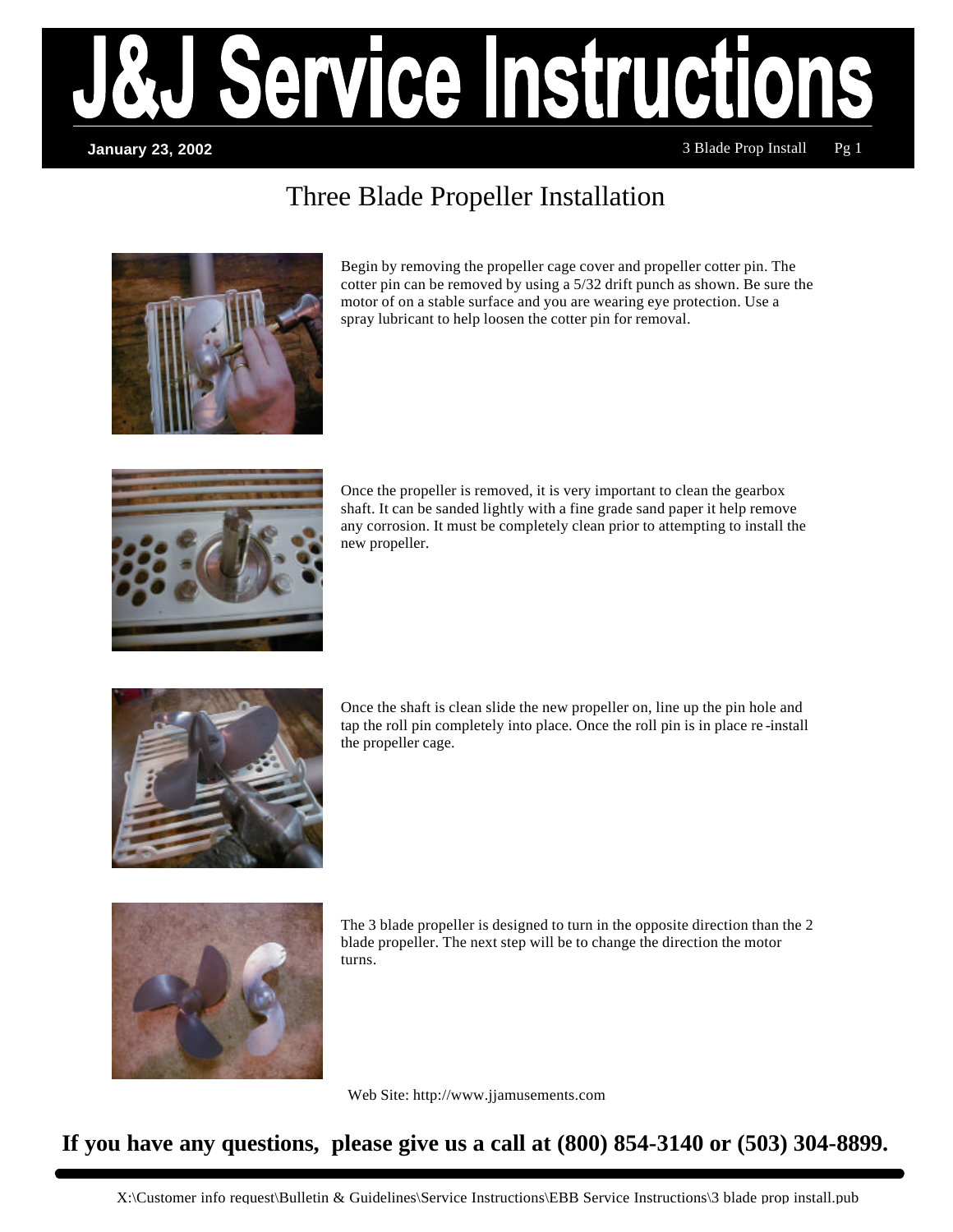# J&J Service Instructions

**January 23, 2002**

## Three Blade Propeller Installation

Begin by removing the propeller cage cover and propeller cotter pin. The cotter pin can be removed by using a 5/32 drift punch as shown. Be sure the motor of on a stable surface and you are wearing eye protection. Use a spray lubricant to help loosen the cotter pin for removal.

Once the propeller is removed, it is very important to clean the gearbox shaft. It can be sanded lightly with a fine grade sand paper it help remove any corrosion. It must be completely clean prior to attempting to install the new propeller.

Once the shaft is clean slide the new propeller on, line up the pin hole and tap the roll pin completely into place. Once the roll pin is in place re-install the propeller cage.

The 3 blade propeller is designed to turn in the opposite direction than the 2 blade propeller. The next step will be to change the direction the motor turns.

Web Site: http://www.jjamusements.com

**If you have any questions, please give us a call at (800) 854-3140 or (503) 304-8899.**

X:\Customer info request\Bulletin & Guidelines\Service Instructions\EBB Service Instructions\3 blade prop install.pub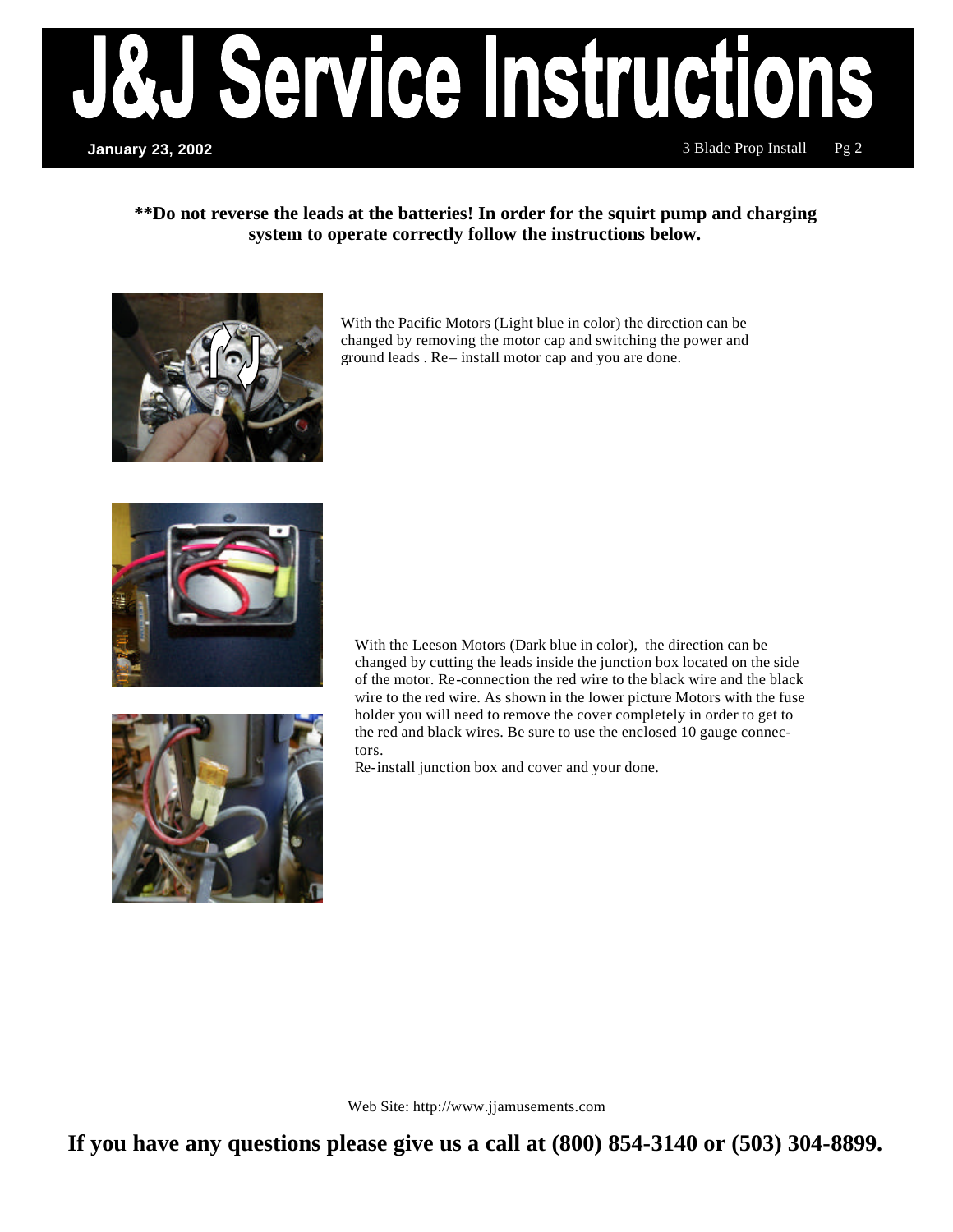**\*\*Do not reverse the leads at the batteries! In order for the squirt pump and charging system to operate correctly follow the instructions below.**

With the Pacific Motors (Light blue in color) the direction can be changed by removing the motor cap and switching the power and ground leads . Re– install motor cap and you are done.

With the Leeson Motors (Dark blue in color), the direction can be changed by cutting the leads inside the junction box located on the side of the motor. Re-connection the red wire to the black wire and the black wire to the red wire. As shown in the lower picture Motors with the fuse holder you will need to remove the cover completely in order to get to the red and black wires. Be sure to use the enclosed 10 gauge connectors.

Re-install junction box and cover and your done.

Web Site: http://www.jjamusements.com

**If you have any questions please give us a call at (800) 854-3140 or (503) 304-8899.**